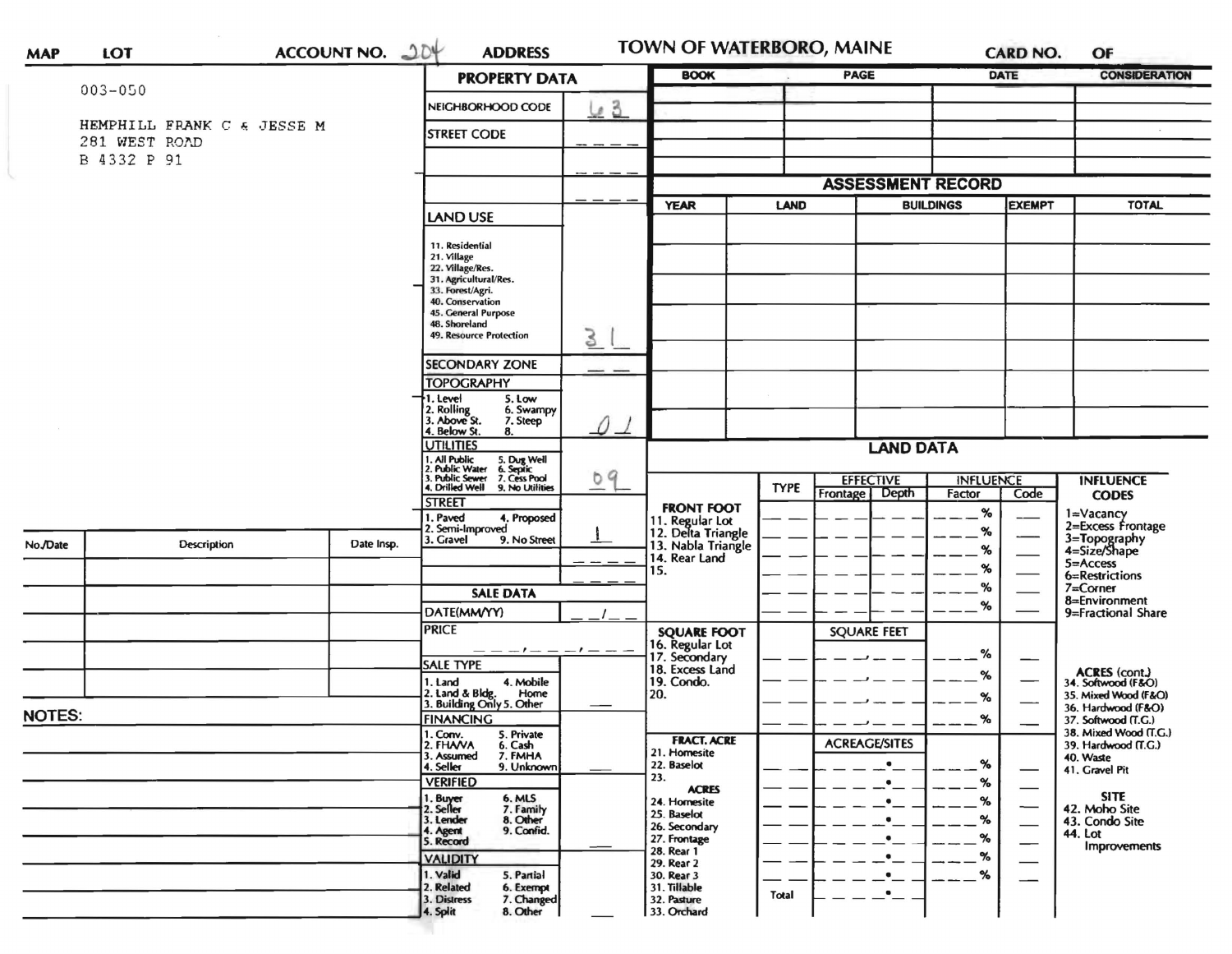MAP | LOT | ACCOUNT NO. 204 | ADDRESS | TOWN OF WATERBORO, MAINE | CARD NO. | OF

003-050

HEMPHILL FRANK C & JESSE M
281 WEST ROAD
B 4332 P 91

## PROPERTY DATA

| Field | Value |
|---|---|
| NEIGHBORHOOD CODE | 63 |
| STREET CODE | |
| LAND USE (11. Residential, 21. Village, 22. Village/Res., 31. Agricultural/Res., 33. Forest/Agri., 40. Conservation, 45. General Purpose, 48. Shoreland, 49. Resource Protection) | 31 |
| SECONDARY ZONE | |
| TOPOGRAPHY (1. Level, 2. Rolling, 3. Above St., 4. Below St., 5. Low, 6. Swampy, 7. Steep, 8.) | 01 |
| UTILITIES (1. All Public, 2. Public Water, 3. Public Sewer, 4. Drilled Well, 5. Dug Well, 6. Septic, 7. Cess Pool, 9. No Utilities) | 09 |
| STREET (1. Paved, 2. Semi-Improved, 3. Gravel, 4. Proposed, 9. No Street) | 1 |

## SALE DATA

| Field | Value |
|---|---|
| DATE(MM/YY) | __/__ |
| PRICE | |
| SALE TYPE (1. Land, 2. Land & Bldg., 3. Building Only, 4. Mobile Home, 5. Other) | |
| FINANCING (1. Conv., 2. FHA/VA, 3. Assumed, 4. Seller, 5. Private, 6. Cash, 7. FMHA, 9. Unknown) | |
| VERIFIED (1. Buyer, 2. Seller, 3. Lender, 4. Agent, 5. Record, 6. MLS, 7. Family, 8. Other, 9. Confid.) | |
| VALIDITY (1. Valid, 2. Related, 3. Distress, 4. Split, 5. Partial, 6. Exempt, 7. Changed, 8. Other) | |

| BOOK | PAGE | DATE | CONSIDERATION |
|---|---|---|---|
| | | | |

## ASSESSMENT RECORD

| YEAR | LAND | BUILDINGS | EXEMPT | TOTAL |
|---|---|---|---|---|
| | | | | |

## LAND DATA

| | TYPE | EFFECTIVE Frontage | EFFECTIVE Depth | INFLUENCE Factor | INFLUENCE Code |
|---|---|---|---|---|---|
| FRONT FOOT: 11. Regular Lot, 12. Delta Triangle, 13. Nabla Triangle, 14. Rear Land, 15. | | | | % | |
| SQUARE FOOT: 16. Regular Lot, 17. Secondary, 18. Excess Land, 19. Condo., 20. | | SQUARE FEET | | % | |
| FRACT. ACRE: 21. Homesite, 22. Baselot, 23. ACRES: 24. Homesite, 25. Baselot, 26. Secondary, 27. Frontage, 28. Rear 1, 29. Rear 2, 30. Rear 3, 31. Tillable, 32. Pasture, 33. Orchard | Total | ACREAGE/SITES | | % | |

INFLUENCE CODES: 1=Vacancy, 2=Excess Frontage, 3=Topography, 4=Size/Shape, 5=Access, 6=Restrictions, 7=Corner, 8=Environment, 9=Fractional Share

ACRES (cont.): 34. Softwood (F&O), 35. Mixed Wood (F&O), 36. Hardwood (F&O), 37. Softwood (T.G.), 38. Mixed Wood (T.G.), 39. Hardwood (T.G.), 40. Waste, 41. Gravel Pit

SITE: 42. Moho Site, 43. Condo Site, 44. Lot Improvements

| No./Date | Description | Date Insp. |
|---|---|---|
| | | |

NOTES: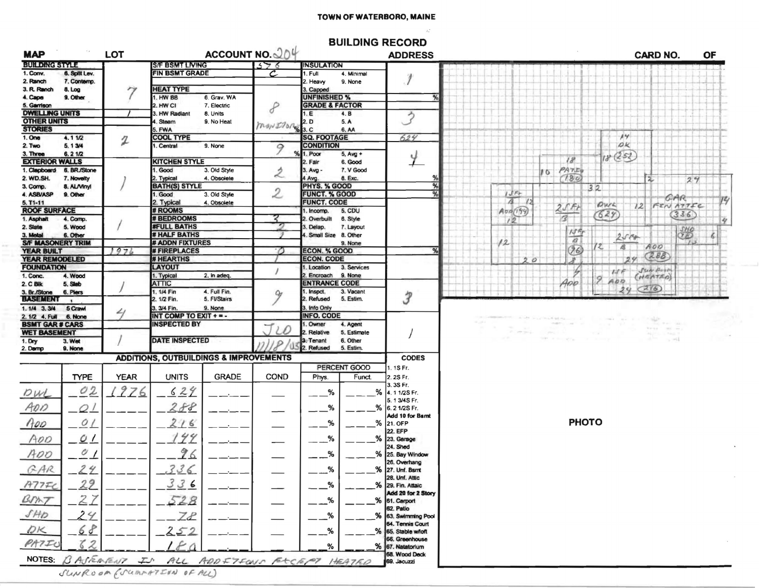**TOWN OF WATERBORO, MAINE**

## BUILDING RECORD

**MAP** | **LOT** | **ACCOUNT NO.** 204 | **ADDRESS** | **CARD NO.** | **OF**

| | | | | | |
|---|---|---|---|---|---|
| **BUILDING STYLE** 1. Conv. 6. Split Lev. 2. Ranch 7. Contemp. 3. R. Ranch 8. Log 4. Cape 9. Other 5. Garrison | 7 | **S/F BSMT LIVING** | 576 | **INSULATION** 1. Full 4. Minimal 2. Heavy 9. None 3. Capped | 1 |
| | | **FIN BSMT GRADE** | C | | |
| **DWELLING UNITS** | 1 | **HEAT TYPE** 1. HW BB 6. Grav. WA 2. HW CI 7. Electric 3. HW Radiant 8. Units 4. Steam 9. No Heat 5. FWA | 8 MONITOR | **UNFINISHED %** | % |
| **OTHER UNITS** | | | | **GRADE & FACTOR** 1. E 4. B 2. D 5. A 3. C 6. AA | 3 % |
| **STORIES** 1. One 4. 1 1/2 2. Two 5. 1 3/4 3. Three 6. 2 1/2 | 2 | **COOL TYPE** 1. Central 9. None | 9 % | **SQ. FOOTAGE** | 624 |
| **EXTERIOR WALLS** 1. Clapboard 6. BR./Stone 2. WD.SH. 7. Novelty 3. Comp. 8. AL/Vinyl 4. ASB/ASP 9. Other 5. T1-11 | 1 | **KITCHEN STYLE** 1. Good 3. Old Style 2. Typical 4. Obsolete | 2 | **CONDITION** 1. Poor 5. Avg + 2. Fair 6. Good 3. Avg - 7. V Good 4. Avg. 8. Exc. | 4 |
| | | **BATH(S) STYLE** 1. Good 3. Old Style 2. Typical 4. Obsolete | 2 | **PHYS. % GOOD** | % |
| **ROOF SURFACE** 1. Asphalt 4. Comp. 2. Slate 5. Wood 3. Metal 6. Other | 1 | **# ROOMS** | | **FUNCT. % GOOD** | % |
| | | **# BEDROOMS** | 3 | **FUNCT. CODE** 1. Incomp. 5. CDU 2. Overbuilt 6. Style 3. Delap. 7. Layout 4. Small Size 8. Other 9. None | |
| | | **#FULL BATHS** | 2 | | |
| | | **# HALF BATHS** | 1 | | |
| **S/F MASONERY TRIM** | | **# ADDN FIXTURES** | | | |
| **YEAR BUILT** | 1976 | **# FIREPLACES** | 0 | **ECON. % GOOD** | % |
| **YEAR REMODELED** | | **# HEARTHS** | 1 | **ECON. CODE** 1. Location 3. Services 2. Encroach 9. None | |
| **FOUNDATION** 1. Conc. 4. Wood 2. C Blk 5. Slab 3. Br./Stone 6. Piers | 1 | **LAYOUT** 1. Typical 2. In adeq. | 1 | | |
| **BASEMENT** 1. 1/4 3. 3/4 5 Crawl 2. 1/2 4. Full 6. None | 4 | **ATTIC** 1. 1/4 Fin 4. Full Fin. 2. 1/2 Fin. 5. Fl/Stairs 3. 3/4 Fin. 9. None | 9 | **ENTRANCE CODE** 1. Inspct. 3. Vacant 2. Refused 5. Estim. 3. Info Only | 3 |
| **BSMT GAR # CARS** | | **INT COMP TO EXIT + = -** | | **INFO. CODE** 1. Owner 4. Agent 2. Relative 5. Estimate 3. Tenant 6. Other 2. Refused 5. Estim. | 1 |
| **WET BASEMENT** 1. Dry 3. Wet 2. Damp 9. None | 1 | **INSPECTED BY** | JLO | | |
| | | **DATE INSPECTED** | 11/18/05 | | |

### ADDITIONS, OUTBUILDINGS & IMPROVEMENTS

| | TYPE | YEAR | UNITS | GRADE | COND | PERCENT GOOD Phys. | Funct. |
|---|---|---|---|---|---|---|---|
| DWL | 02 | 1976 | 624 | | | % | % |
| ADD | 01 | | 288 | | | % | % |
| ADD | 01 | | 216 | | | % | % |
| ADD | 01 | | 144 | | | % | % |
| ADD | 01 | | 96 | | | % | % |
| GAR | 24 | | 336 | | | % | % |
| ATTFC | 29 | | 336 | | | % | % |
| BSMT | 27 | | 528 | | | % | % |
| SHD | 24 | | 78 | | | % | % |
| DK | 68 | | 252 | | | % | % |
| PATIO | 62 | | 180 | | | % | % |

**CODES**
1. 1S Fr.
2. 2S Fr.
3. 3S Fr.
4. 1 1/2S Fr.
5. 1 3/4S Fr.
6. 2 1/2S Fr.

**Add 10 for Bsmt**

21. OFP
22. EFP
23. Garage
24. Shed
25. Bay Window
26. Overhang
27. Unf. Bsmt
28. Unf. Attic
29. Fin. Attaic

**Add 20 for 2 Story**

61. Carport
62. Patio
63. Swimming Pool
64. Tennis Court
65. Stable w/loft
66. Greenhouse
67. Natatorium
68. Wood Deck
69. Jacuzzi

NOTES: BASEMENT IN ALL ADDITIONS EXCEPT HEATED SUNROOM (SUMMATION OF ALL)

Sketch labels: 14 DK 18 (252); 18 10 PATIO (180); 32; 2 24; 1SF A 12 ADD (144) 12; 2SF 3; DWL 12 (624); GAR FIN ATTIC (336) 14 4; 1SF B (96) 8; 12; 20; 12 2SF B ADD (288) 24; SHD (78) 6 13; 4 ADD; 9 1SF ADD SUN ROOM (HEATED) 24 (216)

**PHOTO**